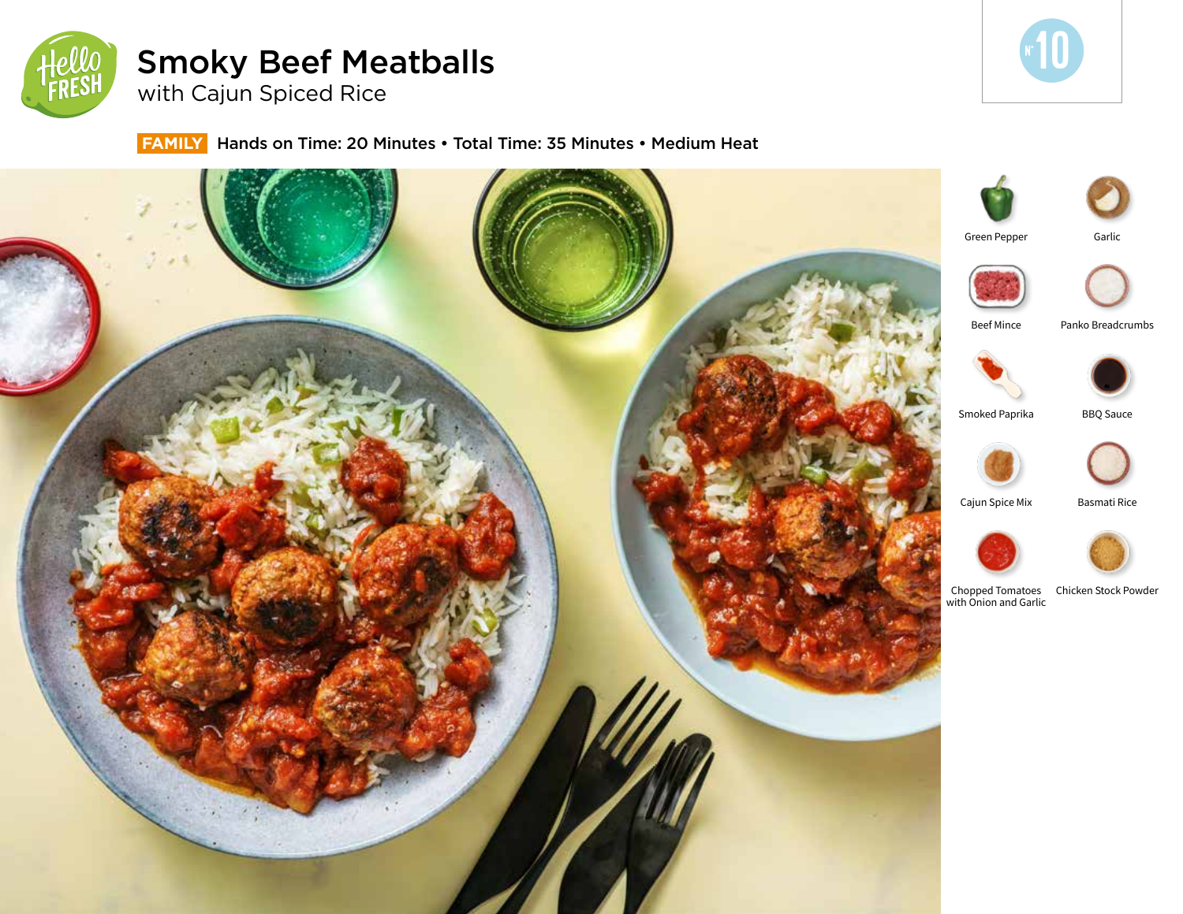# Smoky Beef Meatballs

## with Cajun Spiced Rice

Nº 10

**FAMILY** Hands on Time: 20 Minutes • Total Time: 35 Minutes • Medium Heat

- Green Pepper
- Garlic
- Beef Mince
- Panko Breadcrumbs
- Smoked Paprika
- BBQ Sauce
- Cajun Spice Mix
- Basmati Rice
- Chopped Tomatoes with Onion and Garlic
- Chicken Stock Powder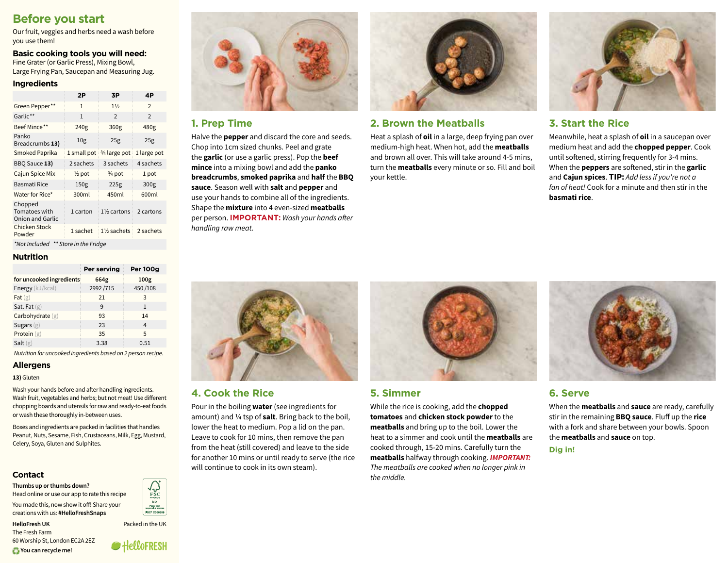## Before you start

Our fruit, veggies and herbs need a wash before you use them!

### Basic cooking tools you will need:

Fine Grater (or Garlic Press), Mixing Bowl, Large Frying Pan, Saucepan and Measuring Jug.

### Ingredients

| | 2P | 3P | 4P |
|---|---|---|---|
| Green Pepper** | 1 | 1½ | 2 |
| Garlic** | 1 | 2 | 2 |
| Beef Mince** | 240g | 360g | 480g |
| Panko Breadcrumbs **13)** | 10g | 25g | 25g |
| Smoked Paprika | 1 small pot | ¾ large pot | 1 large pot |
| BBQ Sauce **13)** | 2 sachets | 3 sachets | 4 sachets |
| Cajun Spice Mix | ½ pot | ¾ pot | 1 pot |
| Basmati Rice | 150g | 225g | 300g |
| Water for Rice* | 300ml | 450ml | 600ml |
| Chopped Tomatoes with Onion and Garlic | 1 carton | 1½ cartons | 2 cartons |
| Chicken Stock Powder | 1 sachet | 1½ sachets | 2 sachets |

*\*Not Included \*\* Store in the Fridge*

### Nutrition

| | Per serving | Per 100g |
|---|---|---|
| **for uncooked ingredients** | **664g** | **100g** |
| Energy (kJ/kcal) | 2992 /715 | 450 /108 |
| Fat (g) | 21 | 3 |
| Sat. Fat (g) | 9 | 1 |
| Carbohydrate (g) | 93 | 14 |
| Sugars (g) | 23 | 4 |
| Protein (g) | 35 | 5 |
| Salt (g) | 3.38 | 0.51 |

*Nutrition for uncooked ingredients based on 2 person recipe.*

### Allergens

**13)** Gluten

Wash your hands before and after handling ingredients. Wash fruit, vegetables and herbs; but not meat! Use different chopping boards and utensils for raw and ready-to-eat foods or wash these thoroughly in-between uses.

Boxes and ingredients are packed in facilities that handles Peanut, Nuts, Sesame, Fish, Crustaceans, Milk, Egg, Mustard, Celery, Soya, Gluten and Sulphites.

### Contact

**Thumbs up or thumbs down?**
Head online or use our app to rate this recipe

You made this, now show it off! Share your creations with us: **#HelloFreshSnaps**

**HelloFresh UK**
The Fresh Farm
60 Worship St, London EC2A 2EZ

Packed in the UK

**You can recycle me!**

## 1. Prep Time

Halve the **pepper** and discard the core and seeds. Chop into 1cm sized chunks. Peel and grate the **garlic** (or use a garlic press). Pop the **beef mince** into a mixing bowl and add the **panko breadcrumbs**, **smoked paprika** and **half** the **BBQ sauce**. Season well with **salt** and **pepper** and use your hands to combine all of the ingredients. Shape the **mixture** into 4 even-sized **meatballs** per person. **IMPORTANT:** *Wash your hands after handling raw meat.*

## 2. Brown the Meatballs

Heat a splash of **oil** in a large, deep frying pan over medium-high heat. When hot, add the **meatballs** and brown all over. This will take around 4-5 mins, turn the **meatballs** every minute or so. Fill and boil your kettle.

## 3. Start the Rice

Meanwhile, heat a splash of **oil** in a saucepan over medium heat and add the **chopped pepper**. Cook until softened, stirring frequently for 3-4 mins. When the **peppers** are softened, stir in the **garlic** and **Cajun spices**. **TIP:** *Add less if you're not a fan of heat!* Cook for a minute and then stir in the **basmati rice**.

## 4. Cook the Rice

Pour in the boiling **water** (see ingredients for amount) and ¼ tsp of **salt**. Bring back to the boil, lower the heat to medium. Pop a lid on the pan. Leave to cook for 10 mins, then remove the pan from the heat (still covered) and leave to the side for another 10 mins or until ready to serve (the rice will continue to cook in its own steam).

## 5. Simmer

While the rice is cooking, add the **chopped tomatoes** and **chicken stock powder** to the **meatballs** and bring up to the boil. Lower the heat to a simmer and cook until the **meatballs** are cooked through, 15-20 mins. Carefully turn the **meatballs** halfway through cooking. ***IMPORTANT:*** *The meatballs are cooked when no longer pink in the middle.*

## 6. Serve

When the **meatballs** and **sauce** are ready, carefully stir in the remaining **BBQ sauce**. Fluff up the **rice** with a fork and share between your bowls. Spoon the **meatballs** and **sauce** on top.

**Dig in!**